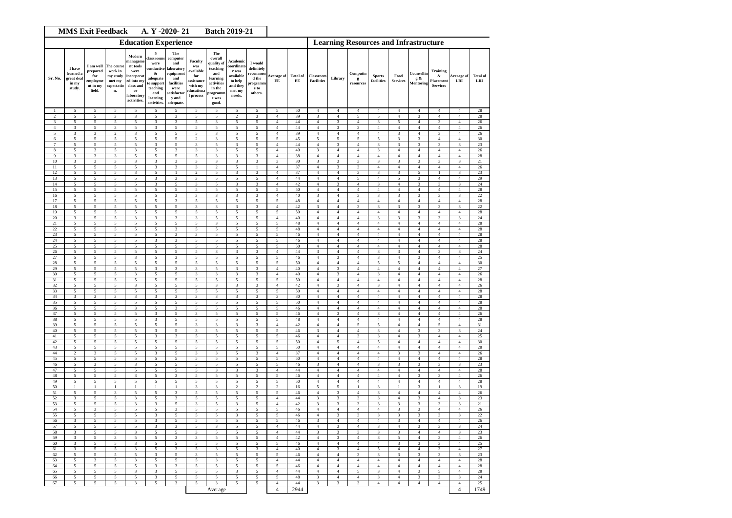# MMS Exit Feedback A. Y -2020- 21 Batch 2019-21

| | Education Experience | | | | | | | | | | | | Learning Resources and Infrastructure | | | | | | | | | |
|---|---|---|---|---|---|---|---|---|---|---|---|---|---|---|---|---|---|---|---|---|---|---|
| Sr. No. | I have learned a great deal in my study. | I am well prepared for employment in my field. | The course work in my study met my expectation. | Modern management tools were incorporated into my class and or laboratory activities. | 5 classrooms were conductive & adequate to support teaching and learning activities. | The computer and laboratory equipment and facilities were satisfactory and adequate. | Faculty was available for assistance with my educational process | The overall quality of teaching and learning activities in the programme was good. | Academic coordinator was available to help and they met my needs. | I would definitely recommend the programme to others. | Average of EE | Total of EE | Classroom Facilities | Library | Computing resources | Sports facilities | Food Services | Counselling & Mentoring | Training & Placement Services | Average of LRI | Total of LRI |
| 1 | 5 | 5 | 5 | 5 | 5 | 5 | 5 | 5 | 5 | 5 | 5 | 50 | 4 | 4 | 4 | 4 | 4 | 4 | 4 | 4 | 28 |
| 2 | 5 | 5 | 3 | 3 | 5 | 3 | 5 | 5 | 2 | 3 | 4 | 39 | 3 | 4 | 5 | 5 | 4 | 3 | 4 | 4 | 28 |
| 3 | 5 | 5 | 5 | 5 | 3 | 3 | 5 | 3 | 5 | 5 | 4 | 44 | 4 | 3 | 4 | 3 | 5 | 4 | 3 | 4 | 26 |
| 4 | 3 | 5 | 3 | 5 | 3 | 5 | 5 | 5 | 5 | 5 | 4 | 44 | 4 | 3 | 3 | 4 | 4 | 4 | 4 | 4 | 26 |
| 5 | 3 | 3 | 2 | 3 | 5 | 5 | 5 | 3 | 5 | 5 | 4 | 39 | 4 | 4 | 4 | 4 | 3 | 4 | 3 | 4 | 26 |
| 6 | 5 | 5 | 5 | 5 | 5 | 5 | 2 | 3 | 5 | 5 | 5 | 45 | 5 | 5 | 5 | 5 | 3 | 3 | 4 | 4 | 30 |
| 7 | 5 | 5 | 5 | 5 | 3 | 5 | 3 | 5 | 3 | 5 | 4 | 44 | 4 | 3 | 4 | 3 | 3 | 3 | 3 | 3 | 23 |
| 8 | 5 | 3 | 5 | 3 | 5 | 3 | 3 | 3 | 5 | 5 | 4 | 40 | 3 | 4 | 4 | 3 | 4 | 4 | 4 | 4 | 26 |
| 9 | 3 | 3 | 3 | 5 | 5 | 5 | 5 | 3 | 3 | 3 | 4 | 38 | 4 | 4 | 4 | 4 | 4 | 4 | 4 | 4 | 28 |
| 10 | 3 | 3 | 3 | 3 | 3 | 3 | 3 | 3 | 3 | 3 | 3 | 30 | 3 | 3 | 3 | 3 | 3 | 3 | 3 | 3 | 21 |
| 11 | 5 | 5 | 5 | 5 | 3 | 3 | 3 | 2 | 5 | 1 | 4 | 37 | 4 | 3 | 3 | 4 | 4 | 4 | 4 | 4 | 26 |
| 12 | 5 | 5 | 5 | 3 | 5 | 1 | 2 | 5 | 3 | 3 | 4 | 37 | 4 | 4 | 3 | 3 | 3 | 5 | 1 | 3 | 23 |
| 13 | 5 | 5 | 5 | 5 | 3 | 3 | 3 | 5 | 5 | 5 | 4 | 44 | 4 | 4 | 5 | 4 | 5 | 3 | 4 | 4 | 29 |
| 14 | 5 | 5 | 5 | 5 | 3 | 5 | 3 | 5 | 3 | 3 | 4 | 42 | 4 | 3 | 4 | 3 | 4 | 3 | 3 | 3 | 24 |
| 15 | 5 | 5 | 5 | 5 | 5 | 5 | 5 | 5 | 5 | 5 | 5 | 50 | 4 | 4 | 4 | 4 | 4 | 4 | 4 | 4 | 28 |
| 16 | 5 | 5 | 5 | 5 | 5 | 3 | 3 | 3 | 3 | 3 | 4 | 40 | 3 | 4 | 3 | 3 | 3 | 3 | 3 | 3 | 22 |
| 17 | 5 | 5 | 5 | 5 | 5 | 3 | 5 | 5 | 5 | 5 | 5 | 48 | 4 | 4 | 4 | 4 | 4 | 4 | 4 | 4 | 28 |
| 18 | 5 | 5 | 5 | 5 | 5 | 5 | 3 | 3 | 3 | 3 | 4 | 42 | 3 | 4 | 3 | 3 | 3 | 3 | 3 | 3 | 22 |
| 19 | 5 | 5 | 5 | 5 | 5 | 5 | 5 | 5 | 5 | 5 | 5 | 50 | 4 | 4 | 4 | 4 | 4 | 4 | 4 | 4 | 28 |
| 20 | 3 | 5 | 5 | 3 | 3 | 3 | 3 | 5 | 5 | 5 | 4 | 40 | 4 | 4 | 3 | 3 | 3 | 3 | 3 | 3 | 24 |
| 21 | 5 | 5 | 5 | 5 | 5 | 5 | 5 | 3 | 5 | 5 | 5 | 48 | 4 | 4 | 4 | 4 | 4 | 4 | 4 | 4 | 28 |
| 22 | 5 | 5 | 5 | 5 | 5 | 3 | 5 | 5 | 5 | 5 | 5 | 48 | 4 | 4 | 4 | 4 | 4 | 4 | 4 | 4 | 28 |
| 23 | 5 | 5 | 5 | 5 | 5 | 3 | 3 | 5 | 5 | 5 | 5 | 46 | 4 | 4 | 4 | 4 | 4 | 4 | 4 | 4 | 28 |
| 24 | 5 | 5 | 5 | 5 | 3 | 3 | 5 | 5 | 5 | 5 | 5 | 46 | 4 | 4 | 4 | 4 | 4 | 4 | 4 | 4 | 28 |
| 25 | 5 | 5 | 5 | 5 | 5 | 5 | 5 | 5 | 5 | 5 | 5 | 50 | 4 | 4 | 4 | 4 | 4 | 4 | 4 | 4 | 28 |
| 26 | 5 | 5 | 5 | 5 | 5 | 5 | 5 | 3 | 3 | 3 | 4 | 44 | 3 | 4 | 4 | 3 | 3 | 4 | 3 | 3 | 24 |
| 27 | 5 | 5 | 5 | 3 | 5 | 3 | 5 | 5 | 5 | 5 | 5 | 46 | 4 | 3 | 4 | 3 | 4 | 3 | 4 | 4 | 25 |
| 28 | 5 | 5 | 5 | 5 | 5 | 5 | 5 | 5 | 5 | 5 | 5 | 50 | 4 | 4 | 4 | 5 | 5 | 4 | 4 | 4 | 30 |
| 29 | 5 | 5 | 5 | 5 | 3 | 3 | 3 | 5 | 3 | 3 | 4 | 40 | 4 | 3 | 4 | 4 | 4 | 4 | 4 | 4 | 27 |
| 30 | 5 | 5 | 5 | 3 | 5 | 5 | 3 | 3 | 3 | 3 | 4 | 40 | 4 | 3 | 4 | 3 | 4 | 4 | 4 | 4 | 26 |
| 31 | 5 | 5 | 5 | 5 | 5 | 5 | 5 | 5 | 5 | 5 | 5 | 50 | 4 | 4 | 4 | 4 | 4 | 4 | 4 | 4 | 28 |
| 32 | 5 | 5 | 5 | 3 | 5 | 5 | 5 | 3 | 3 | 3 | 4 | 42 | 4 | 3 | 4 | 3 | 4 | 4 | 4 | 4 | 26 |
| 33 | 5 | 5 | 5 | 5 | 5 | 5 | 5 | 5 | 5 | 5 | 5 | 50 | 4 | 4 | 4 | 4 | 4 | 4 | 4 | 4 | 28 |
| 34 | 3 | 3 | 3 | 3 | 3 | 3 | 3 | 3 | 3 | 3 | 3 | 30 | 4 | 4 | 4 | 4 | 4 | 4 | 4 | 4 | 28 |
| 35 | 5 | 5 | 5 | 5 | 5 | 5 | 5 | 5 | 5 | 5 | 5 | 50 | 4 | 4 | 4 | 4 | 4 | 4 | 4 | 4 | 28 |
| 36 | 5 | 5 | 5 | 3 | 5 | 3 | 5 | 5 | 5 | 5 | 5 | 46 | 4 | 4 | 4 | 4 | 4 | 4 | 4 | 4 | 28 |
| 37 | 5 | 5 | 5 | 5 | 3 | 5 | 3 | 5 | 5 | 5 | 5 | 46 | 4 | 3 | 4 | 3 | 4 | 4 | 4 | 4 | 26 |
| 38 | 5 | 5 | 5 | 5 | 3 | 5 | 5 | 5 | 5 | 5 | 5 | 48 | 4 | 4 | 4 | 4 | 4 | 4 | 4 | 4 | 28 |
| 39 | 5 | 5 | 5 | 5 | 5 | 5 | 3 | 3 | 3 | 3 | 4 | 42 | 4 | 4 | 5 | 5 | 4 | 4 | 5 | 4 | 31 |
| 40 | 5 | 5 | 5 | 5 | 3 | 5 | 3 | 5 | 5 | 5 | 5 | 46 | 3 | 4 | 4 | 3 | 4 | 3 | 3 | 3 | 24 |
| 41 | 5 | 5 | 5 | 5 | 3 | 3 | 5 | 5 | 5 | 5 | 5 | 46 | 4 | 4 | 3 | 3 | 4 | 3 | 4 | 4 | 25 |
| 42 | 5 | 5 | 5 | 5 | 5 | 5 | 5 | 5 | 5 | 5 | 5 | 50 | 4 | 5 | 4 | 5 | 4 | 4 | 4 | 4 | 30 |
| 43 | 5 | 5 | 5 | 5 | 5 | 5 | 5 | 5 | 5 | 5 | 5 | 50 | 4 | 4 | 4 | 4 | 4 | 4 | 4 | 4 | 28 |
| 44 | 2 | 3 | 5 | 5 | 3 | 5 | 3 | 3 | 5 | 3 | 4 | 37 | 4 | 4 | 4 | 4 | 3 | 3 | 4 | 4 | 26 |
| 45 | 5 | 5 | 5 | 5 | 5 | 5 | 5 | 5 | 5 | 5 | 5 | 50 | 4 | 4 | 4 | 4 | 4 | 4 | 4 | 4 | 28 |
| 46 | 5 | 3 | 5 | 3 | 5 | 5 | 5 | 5 | 5 | 5 | 5 | 46 | 3 | 4 | 4 | 3 | 3 | 3 | 3 | 3 | 23 |
| 47 | 5 | 5 | 5 | 5 | 5 | 5 | 5 | 3 | 3 | 3 | 4 | 44 | 4 | 4 | 4 | 4 | 4 | 4 | 4 | 4 | 28 |
| 48 | 5 | 5 | 5 | 3 | 5 | 3 | 5 | 5 | 5 | 5 | 5 | 46 | 4 | 4 | 4 | 4 | 4 | 3 | 3 | 4 | 26 |
| 49 | 5 | 5 | 5 | 5 | 5 | 5 | 5 | 5 | 5 | 5 | 5 | 50 | 4 | 4 | 4 | 4 | 4 | 4 | 4 | 4 | 28 |
| 50 | 1 | 1 | 1 | 1 | 1 | 1 | 3 | 3 | 2 | 2 | 2 | 16 | 5 | 5 | 1 | 3 | 1 | 3 | 1 | 3 | 19 |
| 51 | 5 | 5 | 3 | 5 | 5 | 3 | 5 | 5 | 5 | 5 | 5 | 46 | 4 | 3 | 4 | 3 | 4 | 4 | 4 | 4 | 26 |
| 52 | 3 | 5 | 5 | 3 | 5 | 3 | 5 | 5 | 5 | 5 | 4 | 44 | 3 | 3 | 3 | 3 | 4 | 3 | 4 | 3 | 23 |
| 53 | 5 | 5 | 5 | 3 | 3 | 5 | 3 | 5 | 3 | 5 | 4 | 42 | 3 | 3 | 3 | 3 | 3 | 3 | 3 | 3 | 21 |
| 54 | 5 | 3 | 5 | 5 | 5 | 3 | 5 | 5 | 5 | 5 | 5 | 46 | 4 | 4 | 4 | 4 | 3 | 3 | 4 | 4 | 26 |
| 55 | 5 | 5 | 5 | 5 | 3 | 5 | 5 | 5 | 3 | 5 | 5 | 46 | 4 | 3 | 3 | 3 | 3 | 3 | 3 | 3 | 22 |
| 56 | 3 | 5 | 5 | 5 | 3 | 5 | 5 | 5 | 5 | 5 | 5 | 46 | 3 | 4 | 4 | 4 | 3 | 4 | 4 | 4 | 26 |
| 57 | 5 | 5 | 5 | 5 | 3 | 3 | 5 | 3 | 5 | 5 | 4 | 44 | 4 | 3 | 4 | 3 | 4 | 3 | 3 | 3 | 24 |
| 58 | 3 | 5 | 5 | 3 | 5 | 5 | 3 | 5 | 5 | 5 | 4 | 44 | 3 | 3 | 3 | 3 | 3 | 4 | 4 | 3 | 23 |
| 59 | 3 | 5 | 3 | 5 | 5 | 3 | 3 | 5 | 5 | 5 | 4 | 42 | 4 | 3 | 4 | 3 | 5 | 4 | 3 | 4 | 26 |
| 60 | 3 | 5 | 5 | 3 | 5 | 5 | 5 | 5 | 5 | 5 | 5 | 46 | 4 | 4 | 4 | 4 | 3 | 3 | 3 | 4 | 25 |
| 61 | 3 | 5 | 5 | 3 | 5 | 3 | 5 | 3 | 5 | 3 | 4 | 40 | 4 | 3 | 4 | 5 | 4 | 4 | 3 | 4 | 27 |
| 62 | 5 | 5 | 5 | 5 | 3 | 5 | 3 | 5 | 5 | 5 | 5 | 46 | 4 | 4 | 3 | 3 | 3 | 3 | 3 | 3 | 23 |
| 63 | 5 | 3 | 5 | 3 | 5 | 5 | 5 | 3 | 5 | 5 | 4 | 44 | 4 | 4 | 4 | 4 | 4 | 4 | 4 | 4 | 28 |
| 64 | 5 | 5 | 5 | 5 | 3 | 3 | 5 | 5 | 5 | 5 | 5 | 46 | 4 | 4 | 4 | 4 | 4 | 4 | 4 | 4 | 28 |
| 65 | 5 | 5 | 5 | 3 | 3 | 5 | 5 | 5 | 3 | 5 | 4 | 44 | 4 | 4 | 5 | 3 | 4 | 3 | 5 | 4 | 28 |
| 66 | 5 | 5 | 5 | 5 | 3 | 5 | 5 | 5 | 5 | 5 | 5 | 48 | 3 | 4 | 4 | 3 | 4 | 3 | 3 | 3 | 24 |
| 67 | 5 | 5 | 5 | 3 | 5 | 3 | 5 | 3 | 5 | 5 | 4 | 44 | 3 | 3 | 3 | 4 | 4 | 4 | 4 | 4 | 25 |
| | | | | | | | | Average | | | 4 | 2944 | | | | | | | | 4 | 1749 |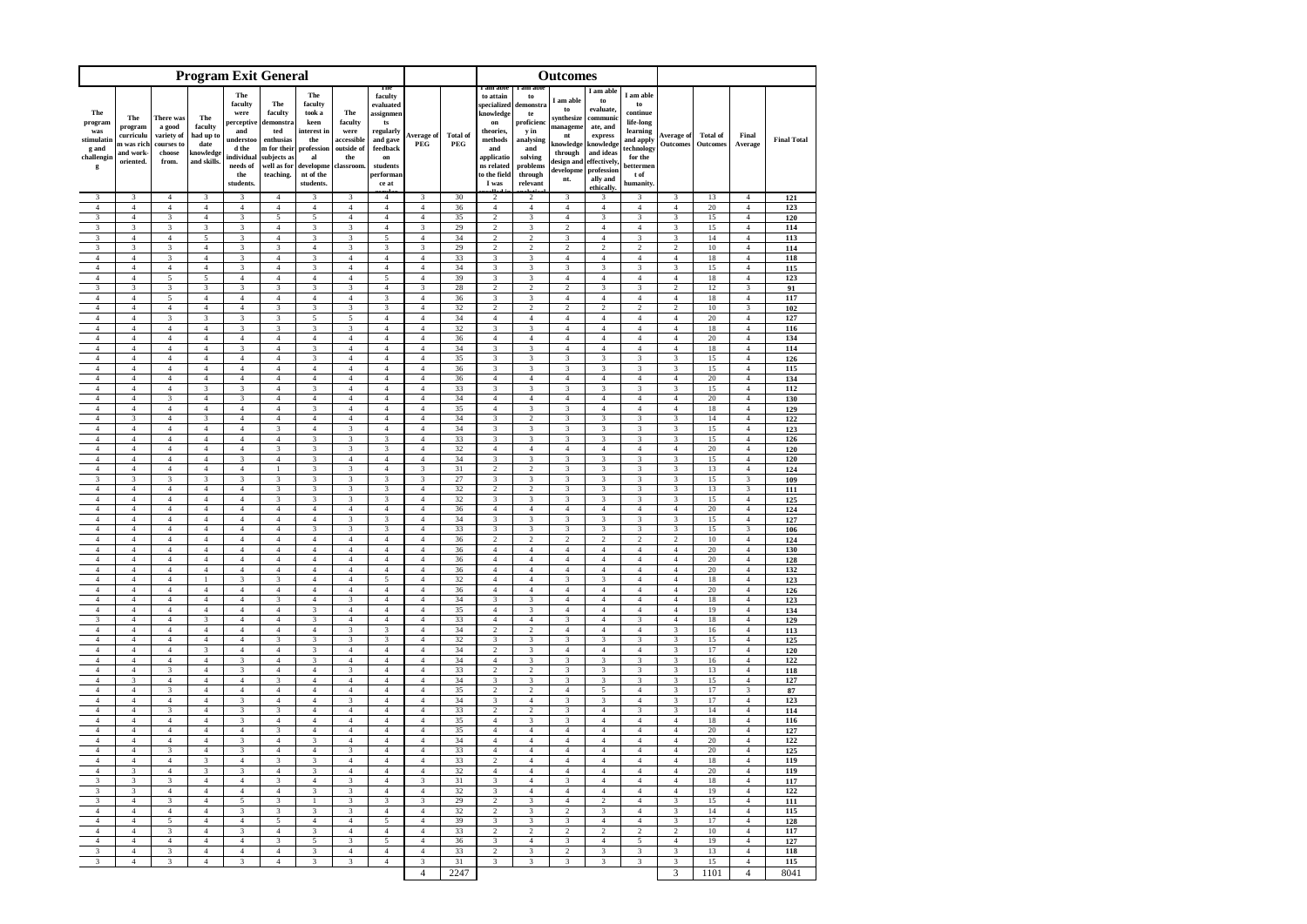| Program Exit General | | | | | | | | | | | Outcomes | | | | | | | | |
|---|---|---|---|---|---|---|---|---|---|---|---|---|---|---|---|---|---|---|---|
| The program was stimulating and challenging | The program curriculum was rich and work-oriented. | There was a good variety of courses to choose from. | The faculty had up to date knowledge and skills. | The faculty were perceptive and understood the individual needs of the students. | The faculty demonstrated enthusiasm for their subjects as well as for teaching. | The faculty took a keen interest in the professional development of the students. | The faculty were accessible outside of the classroom. | The faculty evaluated assignments regularly and gave feedback on students performance at | Average of PEG | Total of PEG | I am able to attain specialized knowledge on theories, methods and applications related to the field I was | I am able to demonstrate proficiency in analysing and solving problems through relevant | I am able to synthesize management knowledge through design and development. | I am able to evaluate, communicate, and express knowledge and ideas effectively, professionally and ethically. | I am able to continue life-long learning and apply technology for the betterment of humanity. | Average of Outcomes | Total of Outcomes | Final Average | Final Total |
| 3 | 3 | 4 | 3 | 3 | 4 | 3 | 3 | 4 | 3 | 30 | 2 | 2 | 3 | 3 | 3 | 3 | 13 | 4 | 121 |
| 4 | 4 | 4 | 4 | 4 | 4 | 4 | 4 | 4 | 4 | 36 | 4 | 4 | 4 | 4 | 4 | 4 | 20 | 4 | 123 |
| 3 | 4 | 3 | 4 | 3 | 5 | 5 | 4 | 4 | 4 | 35 | 2 | 3 | 4 | 3 | 3 | 3 | 15 | 4 | 120 |
| 3 | 3 | 3 | 3 | 3 | 4 | 3 | 3 | 4 | 3 | 29 | 2 | 3 | 2 | 4 | 4 | 3 | 15 | 4 | 114 |
| 3 | 4 | 4 | 5 | 3 | 4 | 3 | 3 | 5 | 4 | 34 | 2 | 2 | 3 | 4 | 3 | 3 | 14 | 4 | 113 |
| 3 | 3 | 3 | 4 | 3 | 3 | 4 | 3 | 3 | 3 | 29 | 2 | 2 | 2 | 2 | 2 | 2 | 10 | 4 | 114 |
| 4 | 4 | 3 | 4 | 3 | 4 | 3 | 4 | 4 | 4 | 33 | 3 | 3 | 4 | 4 | 4 | 4 | 18 | 4 | 118 |
| 4 | 4 | 4 | 4 | 3 | 4 | 3 | 4 | 4 | 4 | 34 | 3 | 3 | 3 | 3 | 3 | 3 | 15 | 4 | 115 |
| 4 | 4 | 5 | 5 | 4 | 4 | 4 | 4 | 5 | 4 | 39 | 3 | 3 | 4 | 4 | 4 | 4 | 18 | 4 | 123 |
| 3 | 3 | 3 | 3 | 3 | 3 | 3 | 3 | 4 | 3 | 28 | 2 | 2 | 2 | 3 | 3 | 2 | 12 | 3 | 91 |
| 4 | 4 | 5 | 4 | 4 | 4 | 4 | 4 | 3 | 4 | 36 | 3 | 3 | 4 | 4 | 4 | 4 | 18 | 4 | 117 |
| 4 | 4 | 4 | 4 | 4 | 3 | 3 | 3 | 3 | 4 | 32 | 2 | 2 | 2 | 2 | 2 | 2 | 10 | 3 | 102 |
| 4 | 4 | 3 | 3 | 3 | 3 | 5 | 5 | 4 | 4 | 34 | 4 | 4 | 4 | 4 | 4 | 4 | 20 | 4 | 127 |
| 4 | 4 | 4 | 4 | 3 | 3 | 3 | 3 | 4 | 4 | 32 | 3 | 3 | 4 | 4 | 4 | 4 | 18 | 4 | 116 |
| 4 | 4 | 4 | 4 | 4 | 4 | 4 | 4 | 4 | 4 | 36 | 4 | 4 | 4 | 4 | 4 | 4 | 20 | 4 | 134 |
| 4 | 4 | 4 | 4 | 3 | 4 | 3 | 4 | 4 | 4 | 34 | 3 | 3 | 4 | 4 | 4 | 4 | 18 | 4 | 114 |
| 4 | 4 | 4 | 4 | 4 | 4 | 3 | 4 | 4 | 4 | 35 | 3 | 3 | 3 | 3 | 3 | 3 | 15 | 4 | 126 |
| 4 | 4 | 4 | 4 | 4 | 4 | 4 | 4 | 4 | 4 | 36 | 3 | 3 | 3 | 3 | 3 | 3 | 15 | 4 | 115 |
| 4 | 4 | 4 | 4 | 4 | 4 | 4 | 4 | 4 | 4 | 36 | 4 | 4 | 4 | 4 | 4 | 4 | 20 | 4 | 134 |
| 4 | 4 | 4 | 3 | 3 | 4 | 3 | 4 | 4 | 4 | 33 | 3 | 3 | 3 | 3 | 3 | 3 | 15 | 4 | 112 |
| 4 | 4 | 3 | 4 | 3 | 4 | 4 | 4 | 4 | 4 | 34 | 4 | 4 | 4 | 4 | 4 | 4 | 20 | 4 | 130 |
| 4 | 4 | 4 | 4 | 4 | 4 | 3 | 4 | 4 | 4 | 35 | 4 | 3 | 3 | 4 | 4 | 4 | 18 | 4 | 129 |
| 4 | 3 | 4 | 3 | 4 | 4 | 4 | 4 | 4 | 4 | 34 | 3 | 2 | 3 | 3 | 3 | 3 | 14 | 4 | 122 |
| 4 | 4 | 4 | 4 | 4 | 3 | 4 | 3 | 4 | 4 | 34 | 3 | 3 | 3 | 3 | 3 | 3 | 15 | 4 | 123 |
| 4 | 4 | 4 | 4 | 4 | 4 | 3 | 3 | 3 | 4 | 33 | 3 | 3 | 3 | 3 | 3 | 3 | 15 | 4 | 126 |
| 4 | 4 | 4 | 4 | 3 | 3 | 3 | 3 | 3 | 4 | 32 | 4 | 4 | 4 | 4 | 4 | 4 | 20 | 4 | 120 |
| 4 | 4 | 4 | 4 | 3 | 4 | 3 | 4 | 4 | 4 | 34 | 3 | 3 | 3 | 3 | 3 | 3 | 15 | 4 | 120 |
| 4 | 4 | 4 | 4 | 4 | 1 | 3 | 3 | 4 | 3 | 31 | 2 | 2 | 3 | 3 | 3 | 3 | 13 | 4 | 124 |
| 3 | 3 | 3 | 3 | 3 | 3 | 3 | 3 | 3 | 3 | 27 | 3 | 3 | 3 | 3 | 3 | 3 | 15 | 3 | 109 |
| 4 | 4 | 4 | 4 | 4 | 3 | 3 | 3 | 3 | 4 | 32 | 2 | 2 | 3 | 3 | 3 | 3 | 13 | 3 | 111 |
| 4 | 4 | 4 | 4 | 4 | 3 | 3 | 3 | 3 | 4 | 32 | 3 | 3 | 3 | 3 | 3 | 3 | 15 | 4 | 125 |
| 4 | 4 | 4 | 4 | 4 | 4 | 4 | 4 | 4 | 4 | 36 | 4 | 4 | 4 | 4 | 4 | 4 | 20 | 4 | 124 |
| 4 | 4 | 4 | 4 | 4 | 4 | 4 | 3 | 3 | 4 | 34 | 3 | 3 | 3 | 3 | 3 | 3 | 15 | 4 | 127 |
| 4 | 4 | 4 | 4 | 4 | 4 | 3 | 3 | 3 | 4 | 33 | 3 | 3 | 3 | 3 | 3 | 3 | 15 | 3 | 106 |
| 4 | 4 | 4 | 4 | 4 | 4 | 4 | 4 | 4 | 4 | 36 | 2 | 2 | 2 | 2 | 2 | 2 | 10 | 4 | 124 |
| 4 | 4 | 4 | 4 | 4 | 4 | 4 | 4 | 4 | 4 | 36 | 4 | 4 | 4 | 4 | 4 | 4 | 20 | 4 | 130 |
| 4 | 4 | 4 | 4 | 4 | 4 | 4 | 4 | 4 | 4 | 36 | 4 | 4 | 4 | 4 | 4 | 4 | 20 | 4 | 128 |
| 4 | 4 | 4 | 4 | 4 | 4 | 4 | 4 | 4 | 4 | 36 | 4 | 4 | 4 | 4 | 4 | 4 | 20 | 4 | 132 |
| 4 | 4 | 4 | 1 | 3 | 3 | 4 | 4 | 5 | 4 | 32 | 4 | 4 | 3 | 3 | 4 | 4 | 18 | 4 | 123 |
| 4 | 4 | 4 | 4 | 4 | 4 | 4 | 4 | 4 | 4 | 36 | 4 | 4 | 4 | 4 | 4 | 4 | 20 | 4 | 126 |
| 4 | 4 | 4 | 4 | 4 | 3 | 4 | 3 | 4 | 4 | 34 | 3 | 3 | 4 | 4 | 4 | 4 | 18 | 4 | 123 |
| 4 | 4 | 4 | 4 | 4 | 4 | 3 | 4 | 4 | 4 | 35 | 4 | 3 | 4 | 4 | 4 | 4 | 19 | 4 | 134 |
| 3 | 4 | 4 | 3 | 4 | 3 | 4 | 4 | 4 | 4 | 33 | 4 | 4 | 3 | 4 | 3 | 4 | 18 | 4 | 129 |
| 4 | 4 | 4 | 4 | 4 | 4 | 4 | 3 | 3 | 4 | 34 | 2 | 2 | 4 | 4 | 4 | 3 | 16 | 4 | 113 |
| 4 | 4 | 4 | 4 | 4 | 3 | 3 | 3 | 3 | 4 | 32 | 3 | 3 | 3 | 3 | 3 | 3 | 15 | 4 | 125 |
| 4 | 4 | 4 | 3 | 4 | 4 | 3 | 4 | 4 | 4 | 34 | 2 | 3 | 4 | 4 | 4 | 3 | 17 | 4 | 120 |
| 4 | 4 | 4 | 4 | 3 | 4 | 3 | 4 | 4 | 4 | 34 | 4 | 3 | 3 | 3 | 3 | 3 | 16 | 4 | 122 |
| 4 | 4 | 3 | 4 | 3 | 4 | 4 | 3 | 4 | 4 | 33 | 2 | 2 | 3 | 3 | 3 | 3 | 13 | 4 | 118 |
| 4 | 3 | 4 | 4 | 4 | 3 | 4 | 4 | 4 | 4 | 34 | 3 | 3 | 3 | 3 | 3 | 3 | 15 | 4 | 127 |
| 4 | 4 | 3 | 4 | 4 | 4 | 4 | 4 | 4 | 4 | 35 | 2 | 2 | 4 | 5 | 4 | 3 | 17 | 3 | 87 |
| 4 | 4 | 4 | 4 | 3 | 4 | 4 | 3 | 4 | 4 | 34 | 3 | 4 | 3 | 3 | 4 | 3 | 17 | 4 | 123 |
| 4 | 4 | 3 | 4 | 3 | 3 | 4 | 4 | 4 | 4 | 33 | 2 | 2 | 3 | 4 | 3 | 3 | 14 | 4 | 114 |
| 4 | 4 | 4 | 4 | 3 | 4 | 4 | 4 | 4 | 4 | 35 | 4 | 3 | 3 | 4 | 4 | 4 | 18 | 4 | 116 |
| 4 | 4 | 4 | 4 | 4 | 3 | 4 | 4 | 4 | 4 | 35 | 4 | 4 | 4 | 4 | 4 | 4 | 20 | 4 | 127 |
| 4 | 4 | 4 | 4 | 3 | 4 | 3 | 4 | 4 | 4 | 34 | 4 | 4 | 4 | 4 | 4 | 4 | 20 | 4 | 122 |
| 4 | 4 | 3 | 4 | 3 | 4 | 4 | 3 | 4 | 4 | 33 | 4 | 4 | 4 | 4 | 4 | 4 | 20 | 4 | 125 |
| 4 | 4 | 4 | 3 | 4 | 3 | 3 | 4 | 4 | 4 | 33 | 2 | 4 | 4 | 4 | 4 | 4 | 18 | 4 | 119 |
| 4 | 3 | 4 | 3 | 3 | 4 | 3 | 4 | 4 | 4 | 32 | 4 | 4 | 4 | 4 | 4 | 4 | 20 | 4 | 119 |
| 3 | 3 | 3 | 4 | 4 | 3 | 4 | 3 | 4 | 3 | 31 | 3 | 4 | 3 | 4 | 4 | 4 | 18 | 4 | 117 |
| 3 | 3 | 4 | 4 | 4 | 4 | 3 | 3 | 4 | 4 | 32 | 3 | 4 | 4 | 4 | 4 | 4 | 19 | 4 | 122 |
| 3 | 4 | 3 | 4 | 5 | 3 | 1 | 3 | 3 | 3 | 29 | 2 | 3 | 4 | 2 | 4 | 3 | 15 | 4 | 111 |
| 4 | 4 | 4 | 4 | 3 | 3 | 3 | 3 | 4 | 4 | 32 | 2 | 3 | 2 | 3 | 4 | 3 | 14 | 4 | 115 |
| 4 | 4 | 5 | 4 | 4 | 5 | 4 | 4 | 5 | 4 | 39 | 3 | 3 | 3 | 4 | 4 | 3 | 17 | 4 | 128 |
| 4 | 4 | 3 | 4 | 3 | 4 | 3 | 4 | 4 | 4 | 33 | 2 | 2 | 2 | 2 | 2 | 2 | 10 | 4 | 117 |
| 4 | 4 | 4 | 4 | 4 | 3 | 5 | 3 | 5 | 4 | 36 | 3 | 4 | 3 | 4 | 5 | 4 | 19 | 4 | 127 |
| 3 | 4 | 3 | 4 | 4 | 4 | 3 | 4 | 4 | 4 | 33 | 2 | 3 | 2 | 3 | 3 | 3 | 13 | 4 | 118 |
| 3 | 4 | 3 | 4 | 3 | 4 | 3 | 3 | 4 | 3 | 31 | 3 | 3 | 3 | 3 | 3 | 3 | 15 | 4 | 115 |
| | | | | | | | | | 4 | 2247 | | | | | | 3 | 1101 | 4 | 8041 |